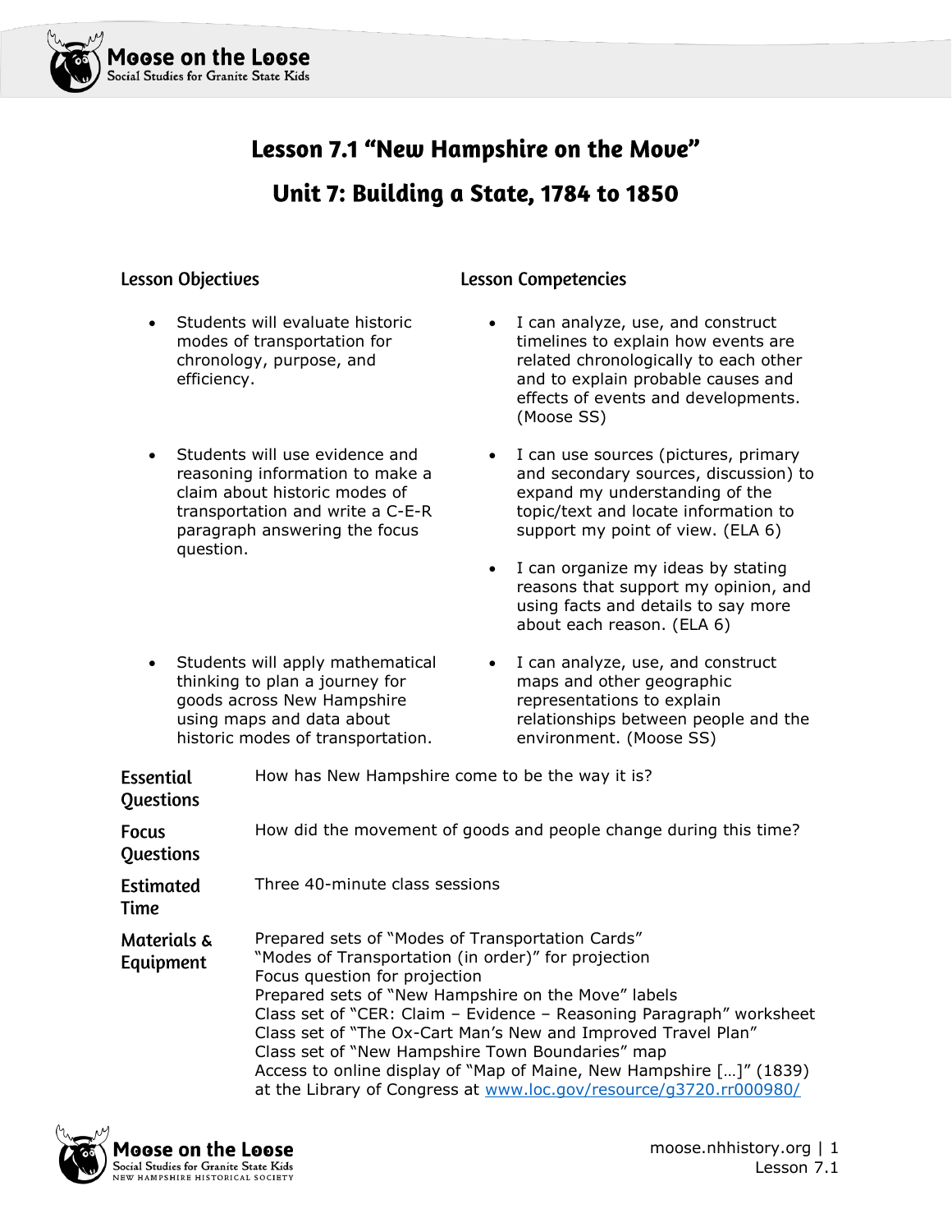# Lesson 7.1 "New Hampshire on the Move"

## Unit 7: Building a State, 1784 to 1850

| Lesson Objectives | Lesson Competencies |
| --- | --- |
| • Students will evaluate historic modes of transportation for chronology, purpose, and efficiency. | • I can analyze, use, and construct timelines to explain how events are related chronologically to each other and to explain probable causes and effects of events and developments. (Moose SS) |
| • Students will use evidence and reasoning information to make a claim about historic modes of transportation and write a C-E-R paragraph answering the focus question. | • I can use sources (pictures, primary and secondary sources, discussion) to expand my understanding of the topic/text and locate information to support my point of view. (ELA 6)<br>• I can organize my ideas by stating reasons that support my opinion, and using facts and details to say more about each reason. (ELA 6) |
| • Students will apply mathematical thinking to plan a journey for goods across New Hampshire using maps and data about historic modes of transportation. | • I can analyze, use, and construct maps and other geographic representations to explain relationships between people and the environment. (Moose SS) |

**Essential Questions**
How has New Hampshire come to be the way it is?

**Focus Questions**
How did the movement of goods and people change during this time?

**Estimated Time**
Three 40-minute class sessions

**Materials & Equipment**
Prepared sets of "Modes of Transportation Cards"
"Modes of Transportation (in order)" for projection
Focus question for projection
Prepared sets of "New Hampshire on the Move" labels
Class set of "CER: Claim – Evidence – Reasoning Paragraph" worksheet
Class set of "The Ox-Cart Man's New and Improved Travel Plan"
Class set of "New Hampshire Town Boundaries" map
Access to online display of "Map of Maine, New Hampshire […]" (1839) at the Library of Congress at [www.loc.gov/resource/g3720.rr000980/](https://www.loc.gov/resource/g3720.rr000980/)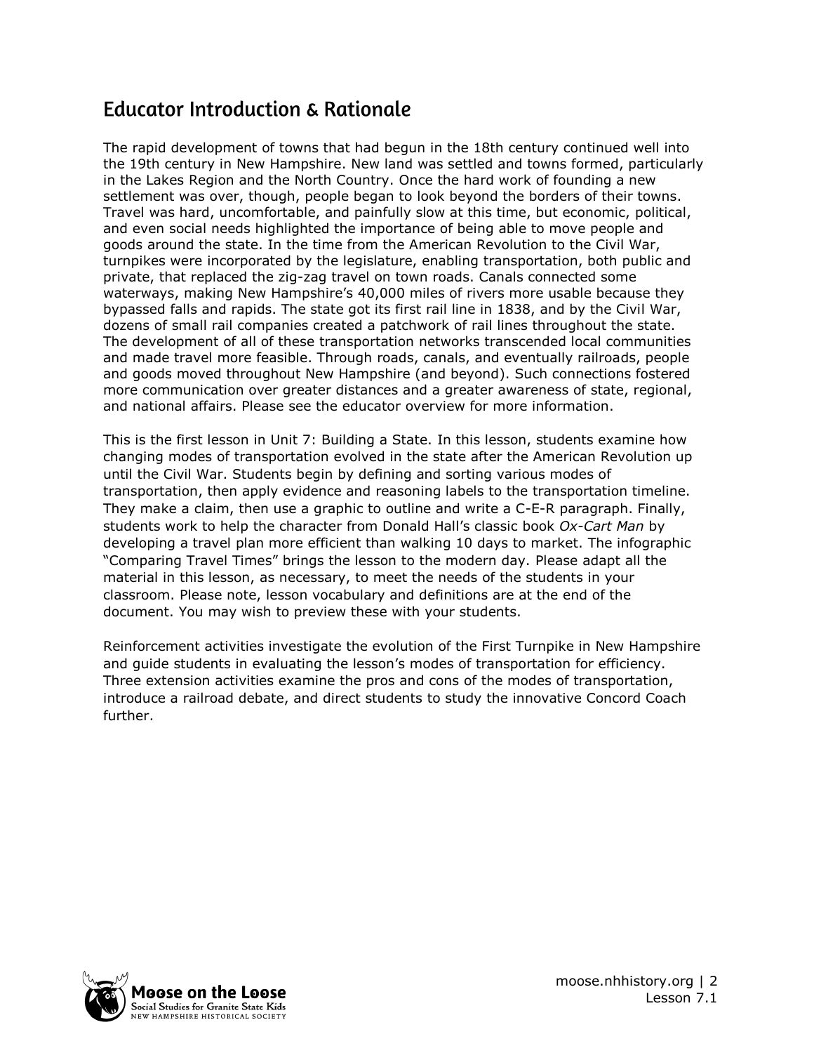## Educator Introduction & Rationale

The rapid development of towns that had begun in the 18th century continued well into the 19th century in New Hampshire. New land was settled and towns formed, particularly in the Lakes Region and the North Country. Once the hard work of founding a new settlement was over, though, people began to look beyond the borders of their towns. Travel was hard, uncomfortable, and painfully slow at this time, but economic, political, and even social needs highlighted the importance of being able to move people and goods around the state. In the time from the American Revolution to the Civil War, turnpikes were incorporated by the legislature, enabling transportation, both public and private, that replaced the zig-zag travel on town roads. Canals connected some waterways, making New Hampshire's 40,000 miles of rivers more usable because they bypassed falls and rapids. The state got its first rail line in 1838, and by the Civil War, dozens of small rail companies created a patchwork of rail lines throughout the state. The development of all of these transportation networks transcended local communities and made travel more feasible. Through roads, canals, and eventually railroads, people and goods moved throughout New Hampshire (and beyond). Such connections fostered more communication over greater distances and a greater awareness of state, regional, and national affairs. Please see the educator overview for more information.

This is the first lesson in Unit 7: Building a State. In this lesson, students examine how changing modes of transportation evolved in the state after the American Revolution up until the Civil War. Students begin by defining and sorting various modes of transportation, then apply evidence and reasoning labels to the transportation timeline. They make a claim, then use a graphic to outline and write a C-E-R paragraph. Finally, students work to help the character from Donald Hall's classic book *Ox-Cart Man* by developing a travel plan more efficient than walking 10 days to market. The infographic "Comparing Travel Times" brings the lesson to the modern day. Please adapt all the material in this lesson, as necessary, to meet the needs of the students in your classroom. Please note, lesson vocabulary and definitions are at the end of the document. You may wish to preview these with your students.

Reinforcement activities investigate the evolution of the First Turnpike in New Hampshire and guide students in evaluating the lesson's modes of transportation for efficiency. Three extension activities examine the pros and cons of the modes of transportation, introduce a railroad debate, and direct students to study the innovative Concord Coach further.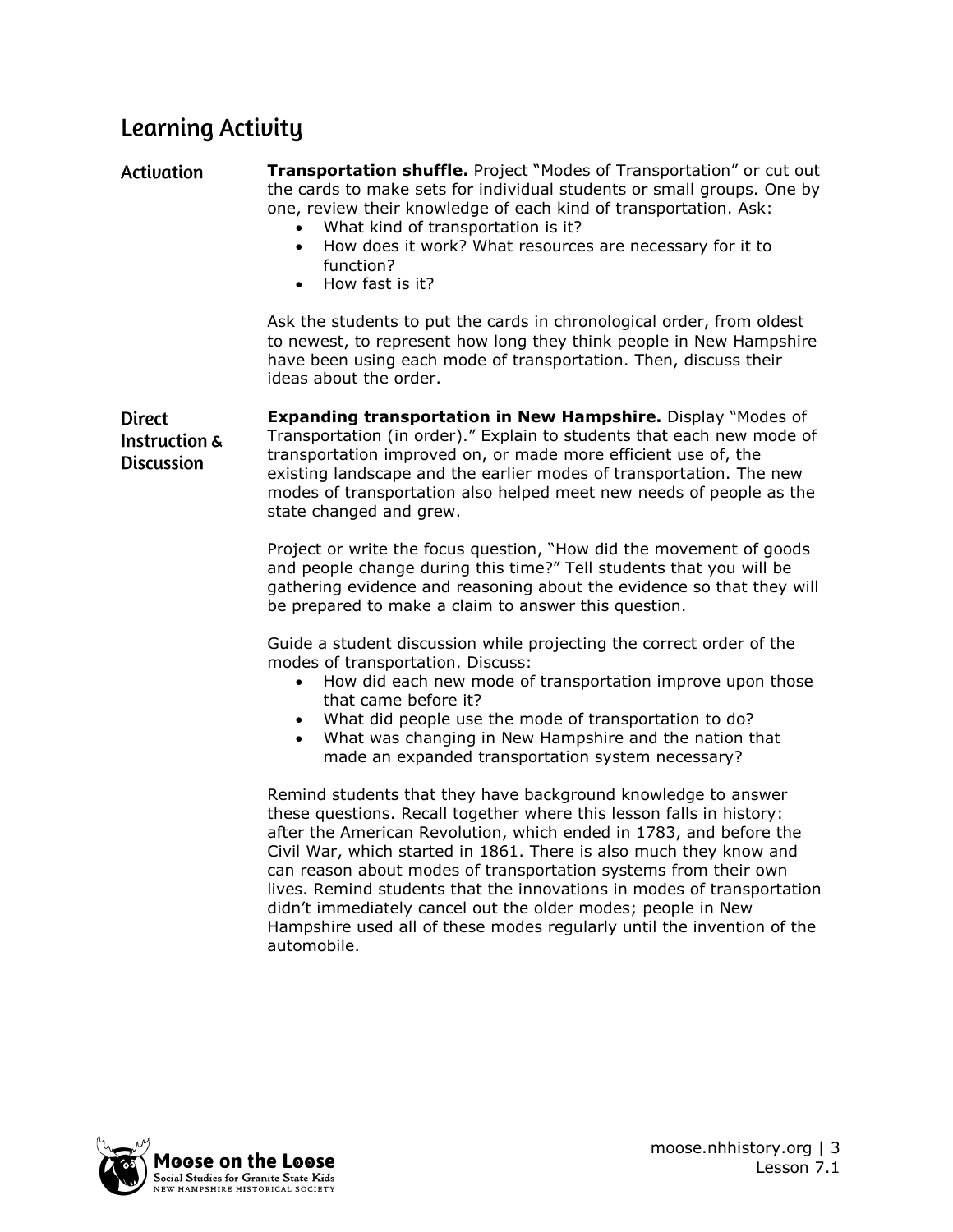## Learning Activity

### Activation

**Transportation shuffle.** Project "Modes of Transportation" or cut out the cards to make sets for individual students or small groups. One by one, review their knowledge of each kind of transportation. Ask:

- What kind of transportation is it?
- How does it work? What resources are necessary for it to function?
- How fast is it?

Ask the students to put the cards in chronological order, from oldest to newest, to represent how long they think people in New Hampshire have been using each mode of transportation. Then, discuss their ideas about the order.

### Direct Instruction & Discussion

**Expanding transportation in New Hampshire.** Display "Modes of Transportation (in order)." Explain to students that each new mode of transportation improved on, or made more efficient use of, the existing landscape and the earlier modes of transportation. The new modes of transportation also helped meet new needs of people as the state changed and grew.

Project or write the focus question, "How did the movement of goods and people change during this time?" Tell students that you will be gathering evidence and reasoning about the evidence so that they will be prepared to make a claim to answer this question.

Guide a student discussion while projecting the correct order of the modes of transportation. Discuss:

- How did each new mode of transportation improve upon those that came before it?
- What did people use the mode of transportation to do?
- What was changing in New Hampshire and the nation that made an expanded transportation system necessary?

Remind students that they have background knowledge to answer these questions. Recall together where this lesson falls in history: after the American Revolution, which ended in 1783, and before the Civil War, which started in 1861. There is also much they know and can reason about modes of transportation systems from their own lives. Remind students that the innovations in modes of transportation didn't immediately cancel out the older modes; people in New Hampshire used all of these modes regularly until the invention of the automobile.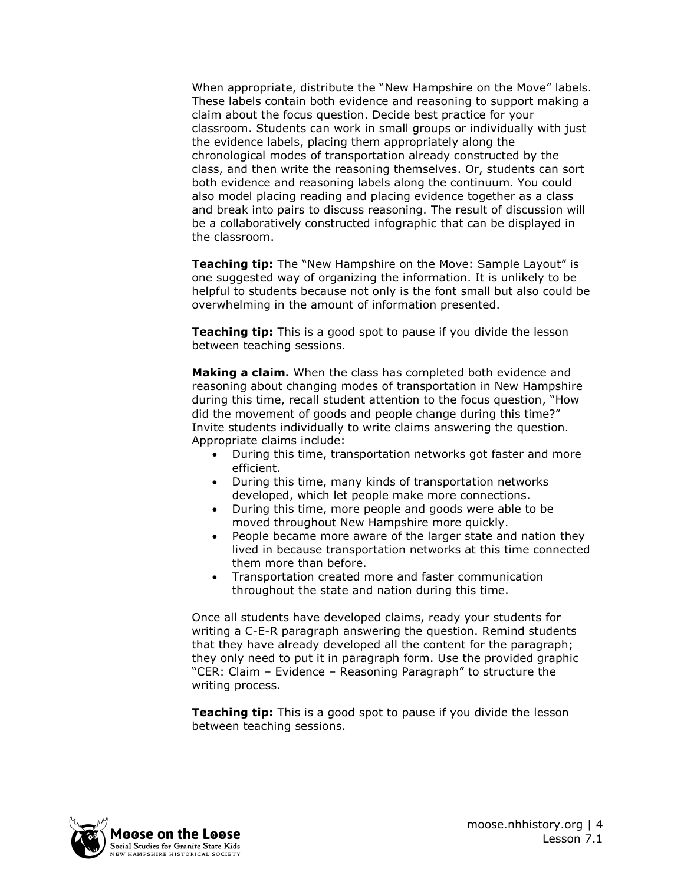When appropriate, distribute the "New Hampshire on the Move" labels. These labels contain both evidence and reasoning to support making a claim about the focus question. Decide best practice for your classroom. Students can work in small groups or individually with just the evidence labels, placing them appropriately along the chronological modes of transportation already constructed by the class, and then write the reasoning themselves. Or, students can sort both evidence and reasoning labels along the continuum. You could also model placing reading and placing evidence together as a class and break into pairs to discuss reasoning. The result of discussion will be a collaboratively constructed infographic that can be displayed in the classroom.

**Teaching tip:** The "New Hampshire on the Move: Sample Layout" is one suggested way of organizing the information. It is unlikely to be helpful to students because not only is the font small but also could be overwhelming in the amount of information presented.

**Teaching tip:** This is a good spot to pause if you divide the lesson between teaching sessions.

**Making a claim.** When the class has completed both evidence and reasoning about changing modes of transportation in New Hampshire during this time, recall student attention to the focus question, "How did the movement of goods and people change during this time?" Invite students individually to write claims answering the question. Appropriate claims include:

- During this time, transportation networks got faster and more efficient.
- During this time, many kinds of transportation networks developed, which let people make more connections.
- During this time, more people and goods were able to be moved throughout New Hampshire more quickly.
- People became more aware of the larger state and nation they lived in because transportation networks at this time connected them more than before.
- Transportation created more and faster communication throughout the state and nation during this time.

Once all students have developed claims, ready your students for writing a C-E-R paragraph answering the question. Remind students that they have already developed all the content for the paragraph; they only need to put it in paragraph form. Use the provided graphic "CER: Claim – Evidence – Reasoning Paragraph" to structure the writing process.

**Teaching tip:** This is a good spot to pause if you divide the lesson between teaching sessions.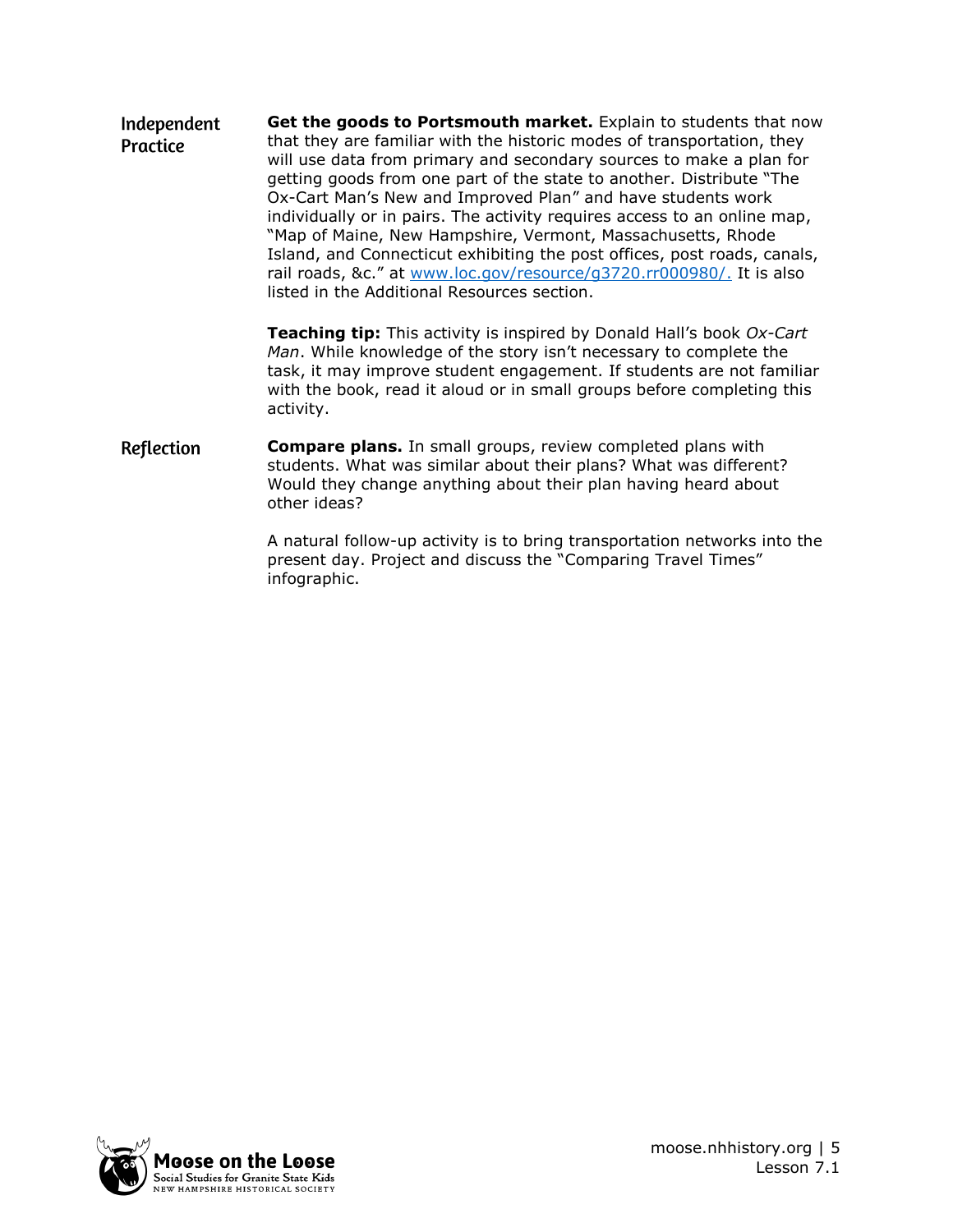**Independent Practice**

**Get the goods to Portsmouth market.** Explain to students that now that they are familiar with the historic modes of transportation, they will use data from primary and secondary sources to make a plan for getting goods from one part of the state to another. Distribute "The Ox-Cart Man's New and Improved Plan" and have students work individually or in pairs. The activity requires access to an online map, "Map of Maine, New Hampshire, Vermont, Massachusetts, Rhode Island, and Connecticut exhibiting the post offices, post roads, canals, rail roads, &c." at [www.loc.gov/resource/g3720.rr000980/.](www.loc.gov/resource/g3720.rr000980/) It is also listed in the Additional Resources section.

**Teaching tip:** This activity is inspired by Donald Hall's book *Ox-Cart Man*. While knowledge of the story isn't necessary to complete the task, it may improve student engagement. If students are not familiar with the book, read it aloud or in small groups before completing this activity.

**Reflection**

**Compare plans.** In small groups, review completed plans with students. What was similar about their plans? What was different? Would they change anything about their plan having heard about other ideas?

A natural follow-up activity is to bring transportation networks into the present day. Project and discuss the "Comparing Travel Times" infographic.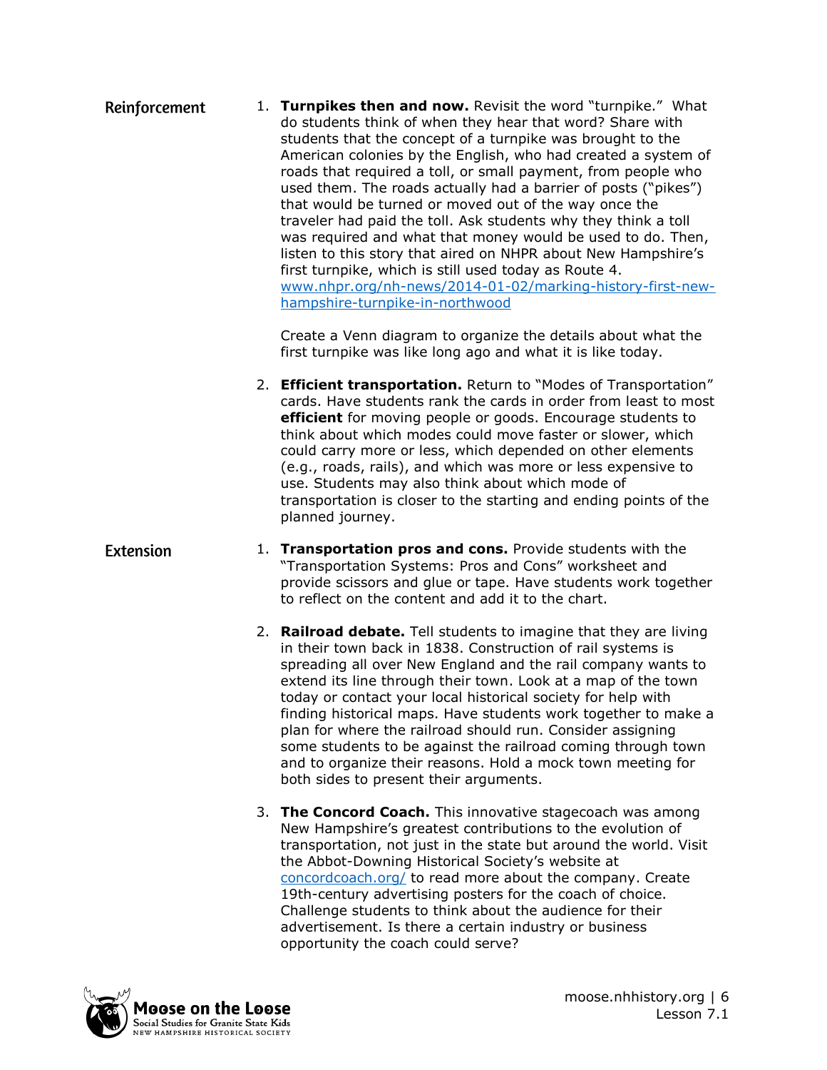## Reinforcement

1. **Turnpikes then and now.** Revisit the word "turnpike." What do students think of when they hear that word? Share with students that the concept of a turnpike was brought to the American colonies by the English, who had created a system of roads that required a toll, or small payment, from people who used them. The roads actually had a barrier of posts ("pikes") that would be turned or moved out of the way once the traveler had paid the toll. Ask students why they think a toll was required and what that money would be used to do. Then, listen to this story that aired on NHPR about New Hampshire's first turnpike, which is still used today as Route 4. [www.nhpr.org/nh-news/2014-01-02/marking-history-first-new-hampshire-turnpike-in-northwood](www.nhpr.org/nh-news/2014-01-02/marking-history-first-new-hampshire-turnpike-in-northwood)

   Create a Venn diagram to organize the details about what the first turnpike was like long ago and what it is like today.

2. **Efficient transportation.** Return to "Modes of Transportation" cards. Have students rank the cards in order from least to most **efficient** for moving people or goods. Encourage students to think about which modes could move faster or slower, which could carry more or less, which depended on other elements (e.g., roads, rails), and which was more or less expensive to use. Students may also think about which mode of transportation is closer to the starting and ending points of the planned journey.

## Extension

1. **Transportation pros and cons.** Provide students with the "Transportation Systems: Pros and Cons" worksheet and provide scissors and glue or tape. Have students work together to reflect on the content and add it to the chart.

2. **Railroad debate.** Tell students to imagine that they are living in their town back in 1838. Construction of rail systems is spreading all over New England and the rail company wants to extend its line through their town. Look at a map of the town today or contact your local historical society for help with finding historical maps. Have students work together to make a plan for where the railroad should run. Consider assigning some students to be against the railroad coming through town and to organize their reasons. Hold a mock town meeting for both sides to present their arguments.

3. **The Concord Coach.** This innovative stagecoach was among New Hampshire's greatest contributions to the evolution of transportation, not just in the state but around the world. Visit the Abbot-Downing Historical Society's website at [concordcoach.org/](concordcoach.org/) to read more about the company. Create 19th-century advertising posters for the coach of choice. Challenge students to think about the audience for their advertisement. Is there a certain industry or business opportunity the coach could serve?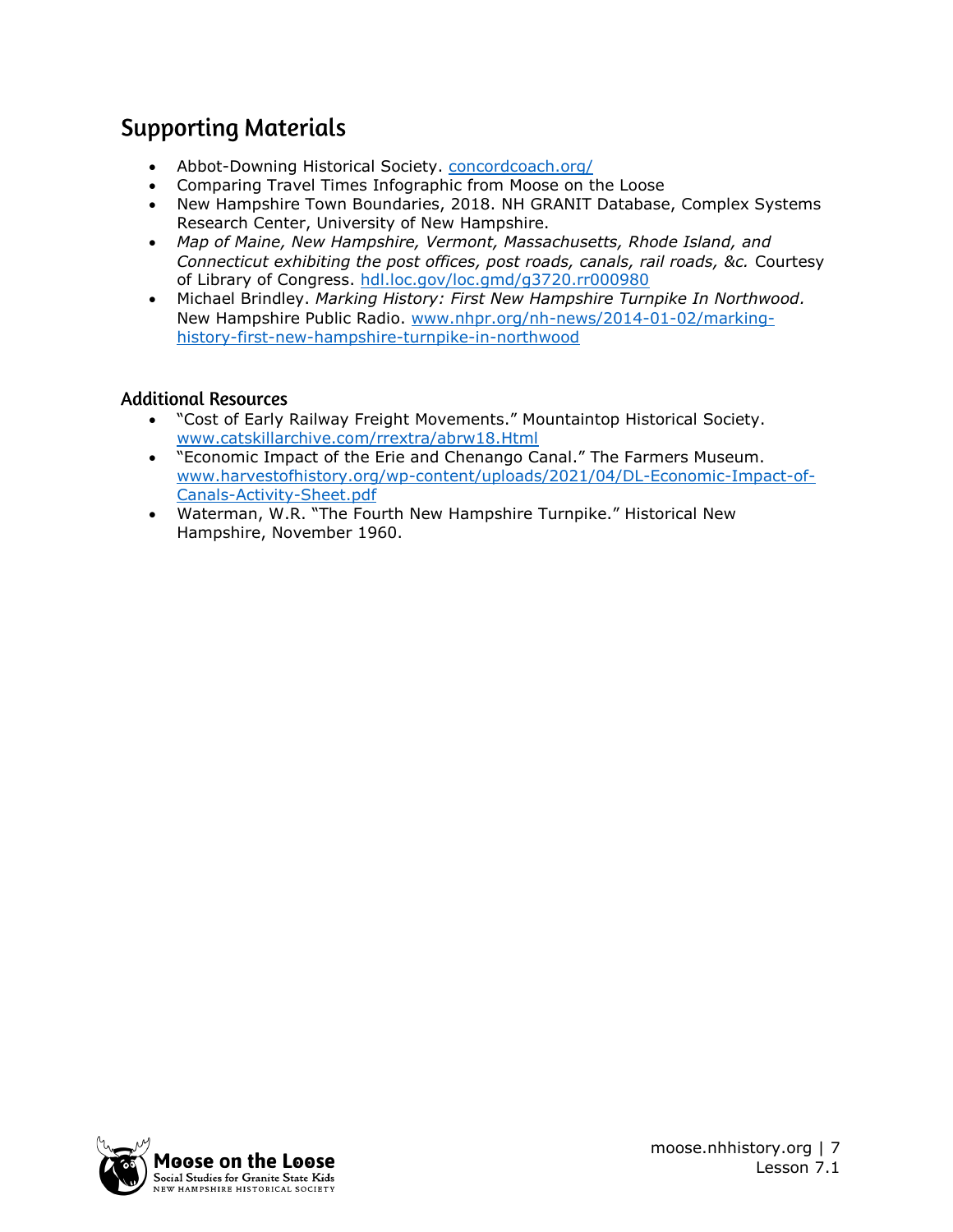## Supporting Materials

- Abbot-Downing Historical Society. [concordcoach.org/](concordcoach.org/)
- Comparing Travel Times Infographic from Moose on the Loose
- New Hampshire Town Boundaries, 2018. NH GRANIT Database, Complex Systems Research Center, University of New Hampshire.
- *Map of Maine, New Hampshire, Vermont, Massachusetts, Rhode Island, and Connecticut exhibiting the post offices, post roads, canals, rail roads, &c.* Courtesy of Library of Congress. [hdl.loc.gov/loc.gmd/g3720.rr000980](hdl.loc.gov/loc.gmd/g3720.rr000980)
- Michael Brindley. *Marking History: First New Hampshire Turnpike In Northwood.* New Hampshire Public Radio. [www.nhpr.org/nh-news/2014-01-02/marking-history-first-new-hampshire-turnpike-in-northwood](www.nhpr.org/nh-news/2014-01-02/marking-history-first-new-hampshire-turnpike-in-northwood)

### Additional Resources

- "Cost of Early Railway Freight Movements." Mountaintop Historical Society. [www.catskillarchive.com/rrextra/abrw18.Html](www.catskillarchive.com/rrextra/abrw18.Html)
- "Economic Impact of the Erie and Chenango Canal." The Farmers Museum. [www.harvestofhistory.org/wp-content/uploads/2021/04/DL-Economic-Impact-of-Canals-Activity-Sheet.pdf](www.harvestofhistory.org/wp-content/uploads/2021/04/DL-Economic-Impact-of-Canals-Activity-Sheet.pdf)
- Waterman, W.R. "The Fourth New Hampshire Turnpike." Historical New Hampshire, November 1960.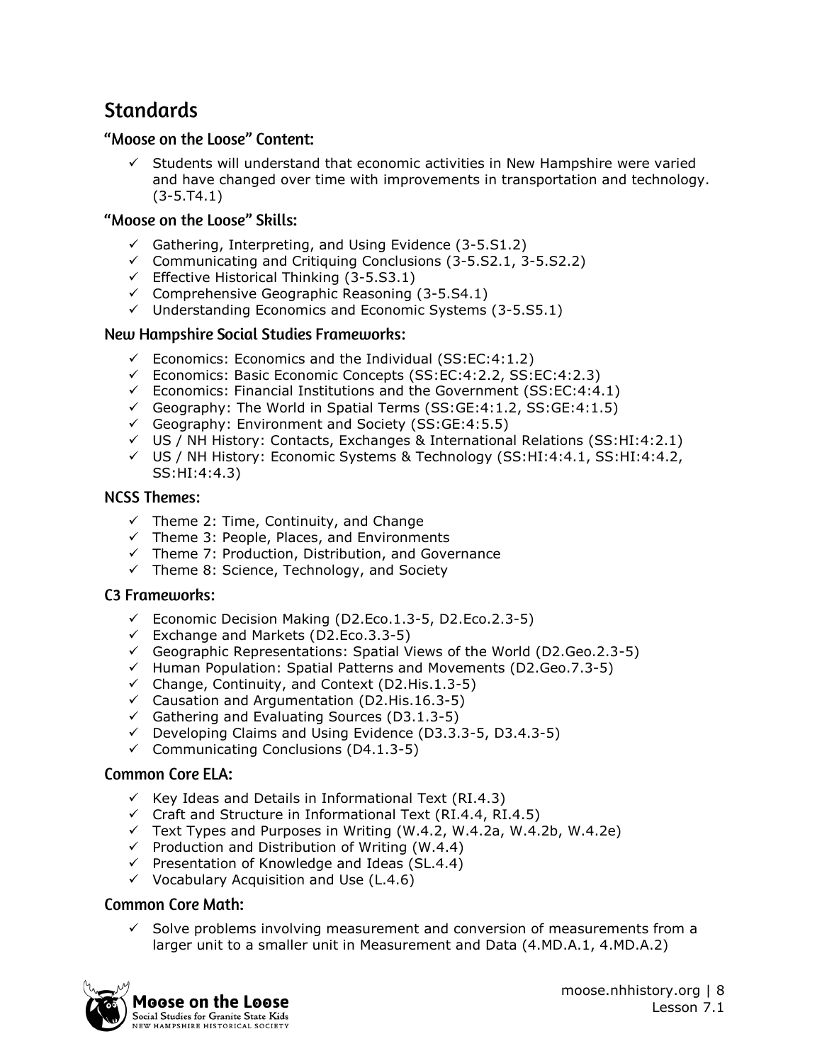## Standards

### "Moose on the Loose" Content:

- ✓ Students will understand that economic activities in New Hampshire were varied and have changed over time with improvements in transportation and technology. (3-5.T4.1)

### "Moose on the Loose" Skills:

- ✓ Gathering, Interpreting, and Using Evidence (3-5.S1.2)
- ✓ Communicating and Critiquing Conclusions (3-5.S2.1, 3-5.S2.2)
- ✓ Effective Historical Thinking (3-5.S3.1)
- ✓ Comprehensive Geographic Reasoning (3-5.S4.1)
- ✓ Understanding Economics and Economic Systems (3-5.S5.1)

### New Hampshire Social Studies Frameworks:

- ✓ Economics: Economics and the Individual (SS:EC:4:1.2)
- ✓ Economics: Basic Economic Concepts (SS:EC:4:2.2, SS:EC:4:2.3)
- ✓ Economics: Financial Institutions and the Government (SS:EC:4:4.1)
- ✓ Geography: The World in Spatial Terms (SS:GE:4:1.2, SS:GE:4:1.5)
- ✓ Geography: Environment and Society (SS:GE:4:5.5)
- ✓ US / NH History: Contacts, Exchanges & International Relations (SS:HI:4:2.1)
- ✓ US / NH History: Economic Systems & Technology (SS:HI:4:4.1, SS:HI:4:4.2, SS:HI:4:4.3)

### NCSS Themes:

- ✓ Theme 2: Time, Continuity, and Change
- ✓ Theme 3: People, Places, and Environments
- ✓ Theme 7: Production, Distribution, and Governance
- ✓ Theme 8: Science, Technology, and Society

### C3 Frameworks:

- ✓ Economic Decision Making (D2.Eco.1.3-5, D2.Eco.2.3-5)
- ✓ Exchange and Markets (D2.Eco.3.3-5)
- ✓ Geographic Representations: Spatial Views of the World (D2.Geo.2.3-5)
- ✓ Human Population: Spatial Patterns and Movements (D2.Geo.7.3-5)
- ✓ Change, Continuity, and Context (D2.His.1.3-5)
- ✓ Causation and Argumentation (D2.His.16.3-5)
- ✓ Gathering and Evaluating Sources (D3.1.3-5)
- ✓ Developing Claims and Using Evidence (D3.3.3-5, D3.4.3-5)
- ✓ Communicating Conclusions (D4.1.3-5)

### Common Core ELA:

- ✓ Key Ideas and Details in Informational Text (RI.4.3)
- ✓ Craft and Structure in Informational Text (RI.4.4, RI.4.5)
- ✓ Text Types and Purposes in Writing (W.4.2, W.4.2a, W.4.2b, W.4.2e)
- ✓ Production and Distribution of Writing (W.4.4)
- ✓ Presentation of Knowledge and Ideas (SL.4.4)
- ✓ Vocabulary Acquisition and Use (L.4.6)

### Common Core Math:

- ✓ Solve problems involving measurement and conversion of measurements from a larger unit to a smaller unit in Measurement and Data (4.MD.A.1, 4.MD.A.2)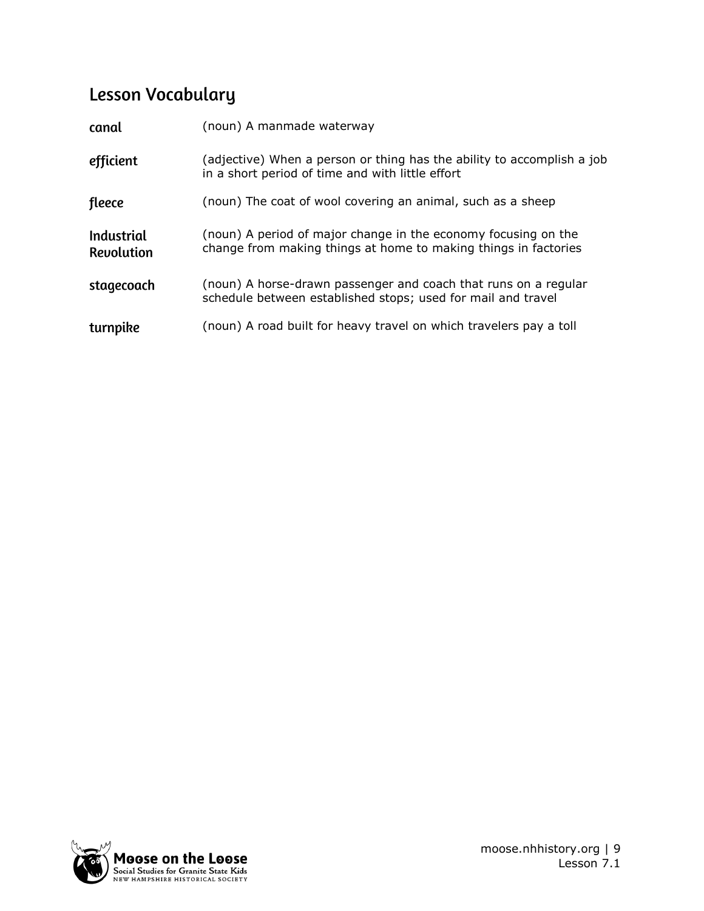## Lesson Vocabulary

| | |
|---|---|
| **canal** | (noun) A manmade waterway |
| **efficient** | (adjective) When a person or thing has the ability to accomplish a job in a short period of time and with little effort |
| **fleece** | (noun) The coat of wool covering an animal, such as a sheep |
| **Industrial Revolution** | (noun) A period of major change in the economy focusing on the change from making things at home to making things in factories |
| **stagecoach** | (noun) A horse-drawn passenger and coach that runs on a regular schedule between established stops; used for mail and travel |
| **turnpike** | (noun) A road built for heavy travel on which travelers pay a toll |